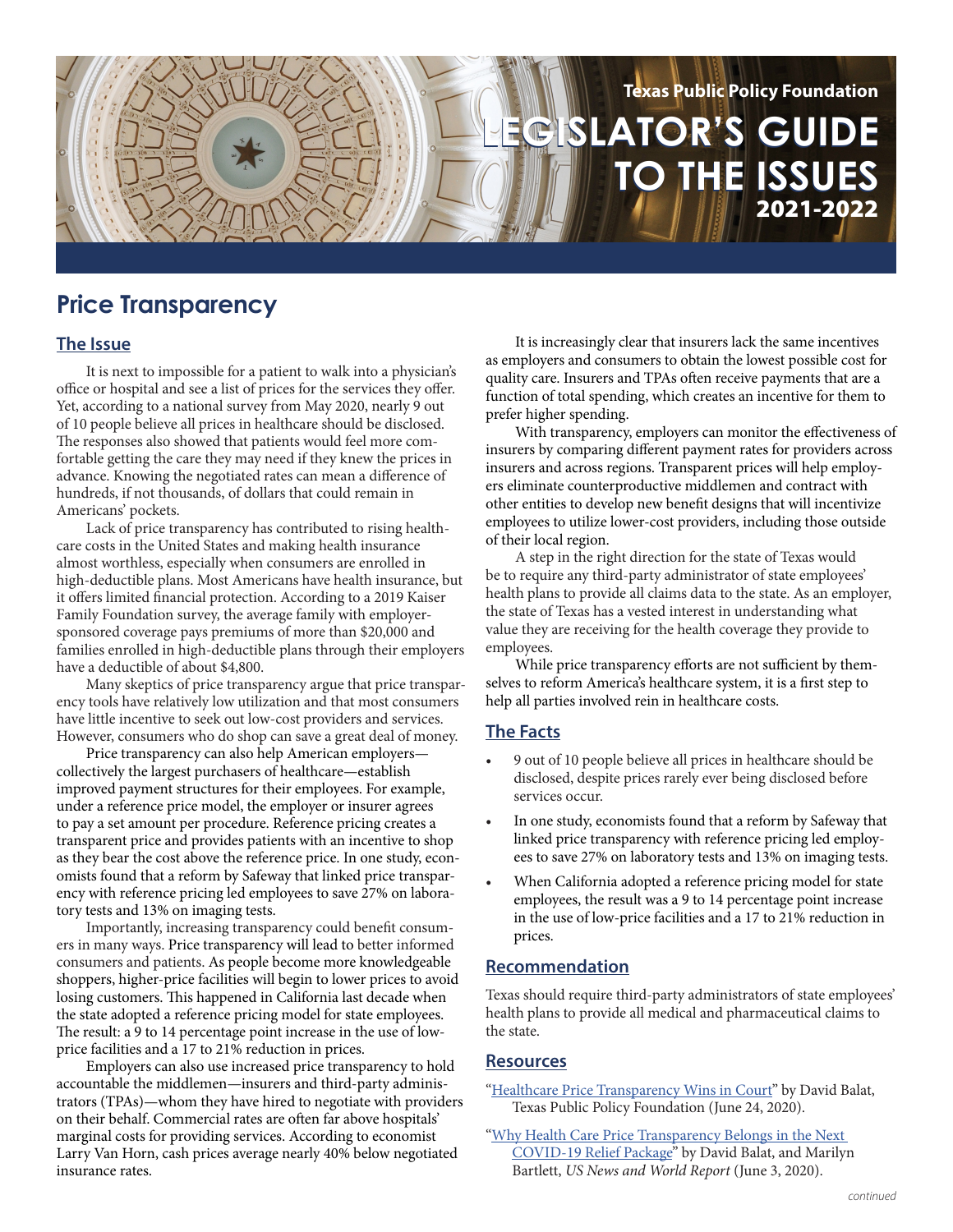Texas Public Policy Foundation

# LEGISLATOR'S GUIDE TO THE ISSUES 2021-2022

## Price Transparency

### The Issue

It is next to impossible for a patient to walk into a physician's office or hospital and see a list of prices for the services they offer. Yet, according to a national survey from May 2020, nearly 9 out of 10 people believe all prices in healthcare should be disclosed. The responses also showed that patients would feel more comfortable getting the care they may need if they knew the prices in advance. Knowing the negotiated rates can mean a difference of hundreds, if not thousands, of dollars that could remain in Americans' pockets.

Lack of price transparency has contributed to rising healthcare costs in the United States and making health insurance almost worthless, especially when consumers are enrolled in high-deductible plans. Most Americans have health insurance, but it offers limited financial protection. According to a 2019 Kaiser Family Foundation survey, the average family with employer-sponsored coverage pays premiums of more than $20,000 and families enrolled in high-deductible plans through their employers have a deductible of about $4,800.

Many skeptics of price transparency argue that price transparency tools have relatively low utilization and that most consumers have little incentive to seek out low-cost providers and services. However, consumers who do shop can save a great deal of money.

Price transparency can also help American employers—collectively the largest purchasers of healthcare—establish improved payment structures for their employees. For example, under a reference price model, the employer or insurer agrees to pay a set amount per procedure. Reference pricing creates a transparent price and provides patients with an incentive to shop as they bear the cost above the reference price. In one study, economists found that a reform by Safeway that linked price transparency with reference pricing led employees to save 27% on laboratory tests and 13% on imaging tests.

Importantly, increasing transparency could benefit consumers in many ways. Price transparency will lead to better informed consumers and patients. As people become more knowledgeable shoppers, higher-price facilities will begin to lower prices to avoid losing customers. This happened in California last decade when the state adopted a reference pricing model for state employees. The result: a 9 to 14 percentage point increase in the use of low-price facilities and a 17 to 21% reduction in prices.

Employers can also use increased price transparency to hold accountable the middlemen—insurers and third-party administrators (TPAs)—whom they have hired to negotiate with providers on their behalf. Commercial rates are often far above hospitals' marginal costs for providing services. According to economist Larry Van Horn, cash prices average nearly 40% below negotiated insurance rates.

It is increasingly clear that insurers lack the same incentives as employers and consumers to obtain the lowest possible cost for quality care. Insurers and TPAs often receive payments that are a function of total spending, which creates an incentive for them to prefer higher spending.

With transparency, employers can monitor the effectiveness of insurers by comparing different payment rates for providers across insurers and across regions. Transparent prices will help employers eliminate counterproductive middlemen and contract with other entities to develop new benefit designs that will incentivize employees to utilize lower-cost providers, including those outside of their local region.

A step in the right direction for the state of Texas would be to require any third-party administrator of state employees' health plans to provide all claims data to the state. As an employer, the state of Texas has a vested interest in understanding what value they are receiving for the health coverage they provide to employees.

While price transparency efforts are not sufficient by themselves to reform America's healthcare system, it is a first step to help all parties involved rein in healthcare costs.

### The Facts

- 9 out of 10 people believe all prices in healthcare should be disclosed, despite prices rarely ever being disclosed before services occur.
- In one study, economists found that a reform by Safeway that linked price transparency with reference pricing led employees to save 27% on laboratory tests and 13% on imaging tests.
- When California adopted a reference pricing model for state employees, the result was a 9 to 14 percentage point increase in the use of low-price facilities and a 17 to 21% reduction in prices.

### Recommendation

Texas should require third-party administrators of state employees' health plans to provide all medical and pharmaceutical claims to the state.

### Resources

"Healthcare Price Transparency Wins in Court" by David Balat, Texas Public Policy Foundation (June 24, 2020).

"Why Health Care Price Transparency Belongs in the Next COVID-19 Relief Package" by David Balat, and Marilyn Bartlett, *US News and World Report* (June 3, 2020).

*continued*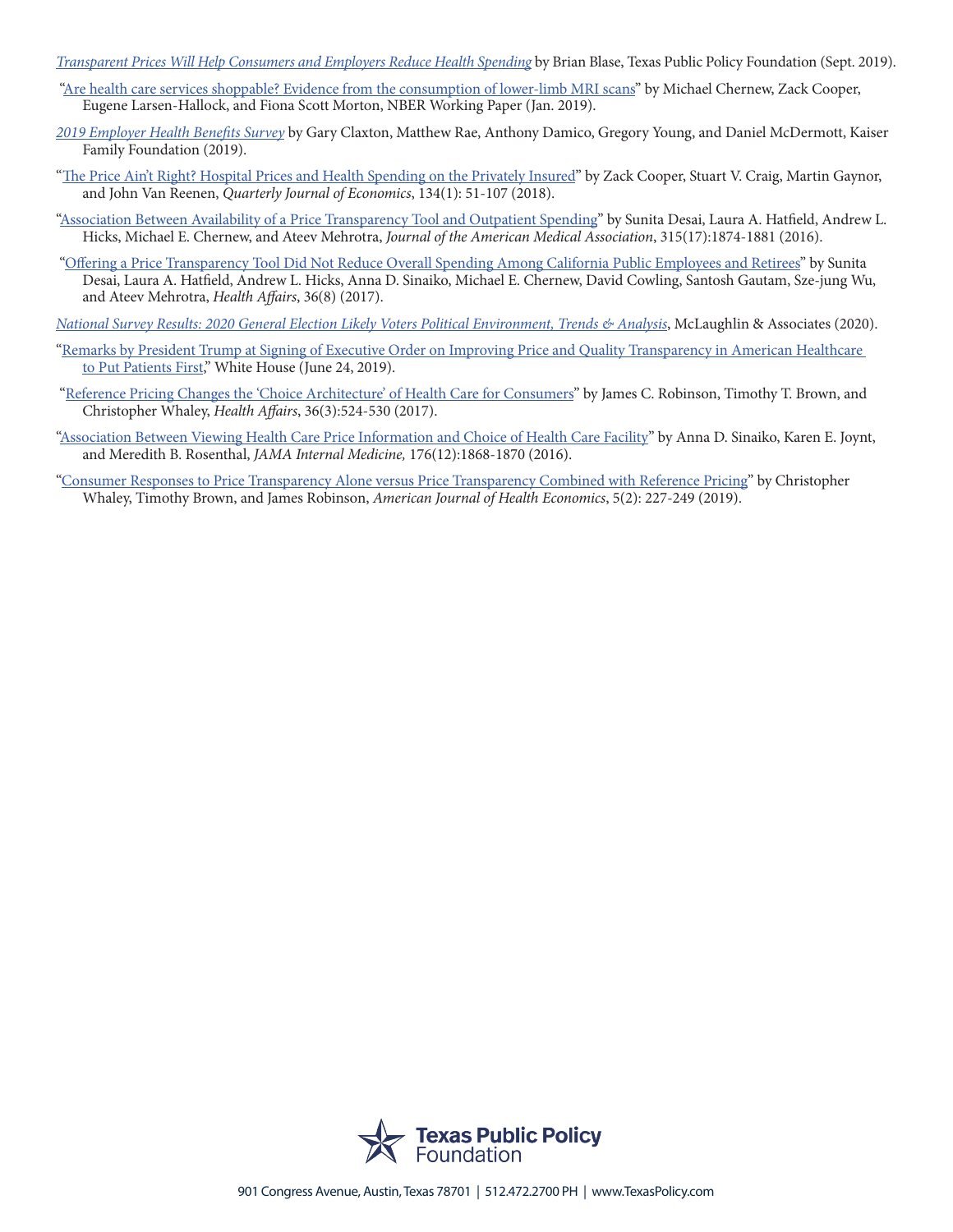*Transparent Prices Will Help Consumers and Employers Reduce Health Spending* by Brian Blase, Texas Public Policy Foundation (Sept. 2019).

"Are health care services shoppable? Evidence from the consumption of lower-limb MRI scans" by Michael Chernew, Zack Cooper, Eugene Larsen-Hallock, and Fiona Scott Morton, NBER Working Paper (Jan. 2019).

*2019 Employer Health Benefits Survey* by Gary Claxton, Matthew Rae, Anthony Damico, Gregory Young, and Daniel McDermott, Kaiser Family Foundation (2019).

"The Price Ain't Right? Hospital Prices and Health Spending on the Privately Insured" by Zack Cooper, Stuart V. Craig, Martin Gaynor, and John Van Reenen, *Quarterly Journal of Economics*, 134(1): 51-107 (2018).

"Association Between Availability of a Price Transparency Tool and Outpatient Spending" by Sunita Desai, Laura A. Hatfield, Andrew L. Hicks, Michael E. Chernew, and Ateev Mehrotra, *Journal of the American Medical Association*, 315(17):1874-1881 (2016).

"Offering a Price Transparency Tool Did Not Reduce Overall Spending Among California Public Employees and Retirees" by Sunita Desai, Laura A. Hatfield, Andrew L. Hicks, Anna D. Sinaiko, Michael E. Chernew, David Cowling, Santosh Gautam, Sze-jung Wu, and Ateev Mehrotra, *Health Affairs*, 36(8) (2017).

*National Survey Results: 2020 General Election Likely Voters Political Environment, Trends & Analysis*, McLaughlin & Associates (2020).

"Remarks by President Trump at Signing of Executive Order on Improving Price and Quality Transparency in American Healthcare to Put Patients First," White House (June 24, 2019).

"Reference Pricing Changes the 'Choice Architecture' of Health Care for Consumers" by James C. Robinson, Timothy T. Brown, and Christopher Whaley, *Health Affairs*, 36(3):524-530 (2017).

"Association Between Viewing Health Care Price Information and Choice of Health Care Facility" by Anna D. Sinaiko, Karen E. Joynt, and Meredith B. Rosenthal, *JAMA Internal Medicine,* 176(12):1868-1870 (2016).

"Consumer Responses to Price Transparency Alone versus Price Transparency Combined with Reference Pricing" by Christopher Whaley, Timothy Brown, and James Robinson, *American Journal of Health Economics*, 5(2): 227-249 (2019).

Texas Public Policy Foundation

901 Congress Avenue, Austin, Texas 78701 | 512.472.2700 PH | www.TexasPolicy.com